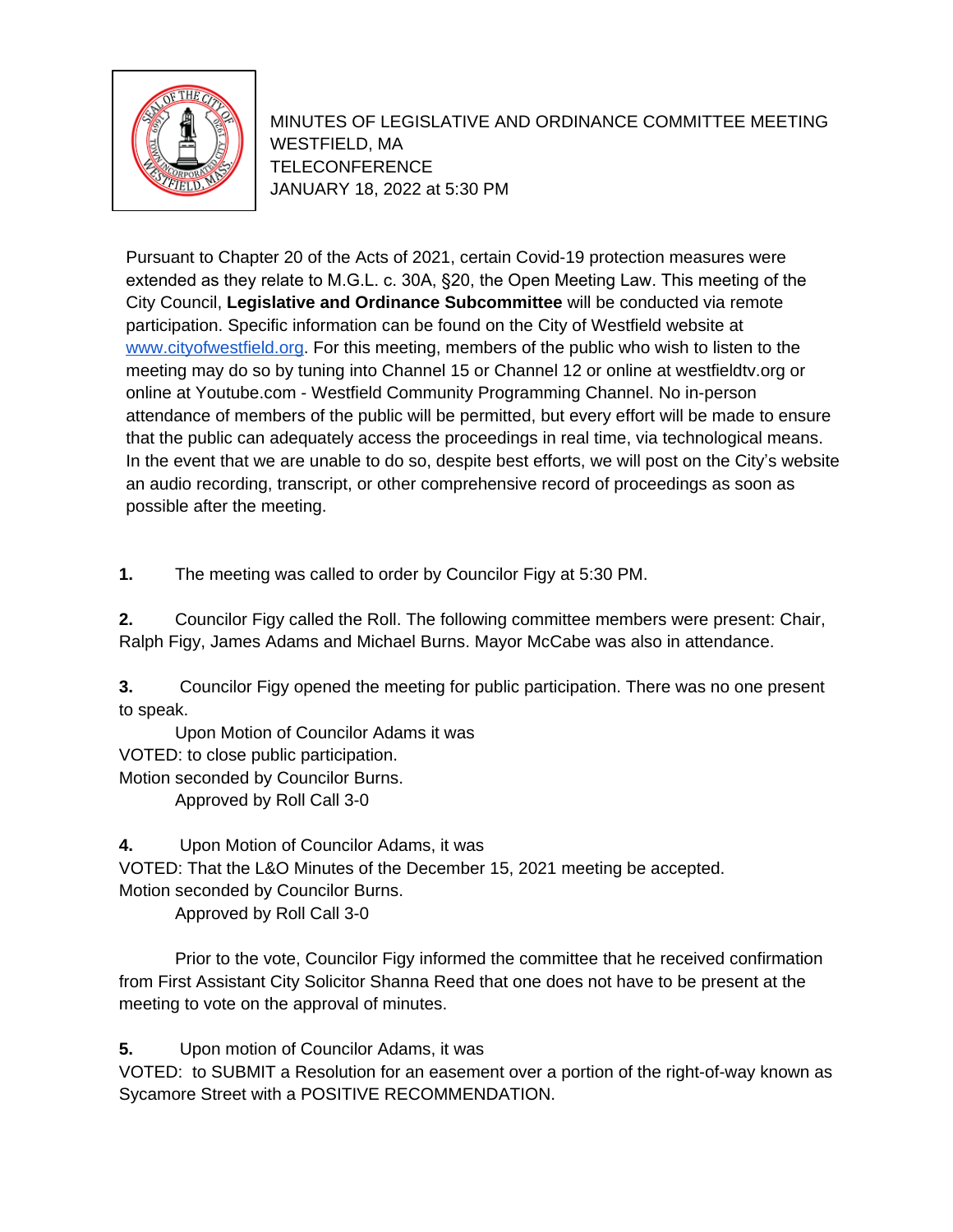MINUTES OF LEGISLATIVE AND ORDINANCE COMMITTEE MEETING
WESTFIELD, MA
TELECONFERENCE
JANUARY 18, 2022 at 5:30 PM

Pursuant to Chapter 20 of the Acts of 2021, certain Covid-19 protection measures were extended as they relate to M.G.L. c. 30A, §20, the Open Meeting Law. This meeting of the City Council, **Legislative and Ordinance Subcommittee** will be conducted via remote participation. Specific information can be found on the City of Westfield website at www.cityofwestfield.org. For this meeting, members of the public who wish to listen to the meeting may do so by tuning into Channel 15 or Channel 12 or online at westfieldtv.org or online at Youtube.com - Westfield Community Programming Channel. No in-person attendance of members of the public will be permitted, but every effort will be made to ensure that the public can adequately access the proceedings in real time, via technological means. In the event that we are unable to do so, despite best efforts, we will post on the City's website an audio recording, transcript, or other comprehensive record of proceedings as soon as possible after the meeting.

**1.** The meeting was called to order by Councilor Figy at 5:30 PM.

**2.** Councilor Figy called the Roll. The following committee members were present: Chair, Ralph Figy, James Adams and Michael Burns. Mayor McCabe was also in attendance.

**3.** Councilor Figy opened the meeting for public participation. There was no one present to speak.

Upon Motion of Councilor Adams it was
VOTED: to close public participation.
Motion seconded by Councilor Burns.
Approved by Roll Call 3-0

**4.** Upon Motion of Councilor Adams, it was
VOTED: That the L&O Minutes of the December 15, 2021 meeting be accepted.
Motion seconded by Councilor Burns.
Approved by Roll Call 3-0

Prior to the vote, Councilor Figy informed the committee that he received confirmation from First Assistant City Solicitor Shanna Reed that one does not have to be present at the meeting to vote on the approval of minutes.

**5.** Upon motion of Councilor Adams, it was
VOTED: to SUBMIT a Resolution for an easement over a portion of the right-of-way known as Sycamore Street with a POSITIVE RECOMMENDATION.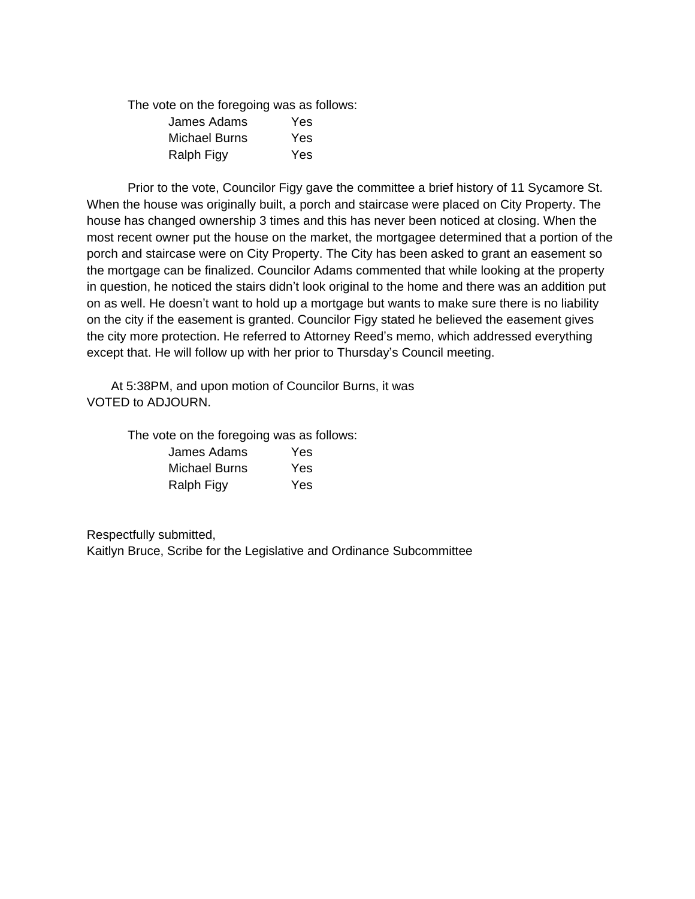The vote on the foregoing was as follows:

| | |
|---|---|
| James Adams | Yes |
| Michael Burns | Yes |
| Ralph Figy | Yes |

Prior to the vote, Councilor Figy gave the committee a brief history of 11 Sycamore St. When the house was originally built, a porch and staircase were placed on City Property. The house has changed ownership 3 times and this has never been noticed at closing. When the most recent owner put the house on the market, the mortgagee determined that a portion of the porch and staircase were on City Property. The City has been asked to grant an easement so the mortgage can be finalized. Councilor Adams commented that while looking at the property in question, he noticed the stairs didn't look original to the home and there was an addition put on as well. He doesn't want to hold up a mortgage but wants to make sure there is no liability on the city if the easement is granted. Councilor Figy stated he believed the easement gives the city more protection. He referred to Attorney Reed's memo, which addressed everything except that. He will follow up with her prior to Thursday's Council meeting.

At 5:38PM, and upon motion of Councilor Burns, it was VOTED to ADJOURN.

The vote on the foregoing was as follows:

| | |
|---|---|
| James Adams | Yes |
| Michael Burns | Yes |
| Ralph Figy | Yes |

Respectfully submitted,
Kaitlyn Bruce, Scribe for the Legislative and Ordinance Subcommittee